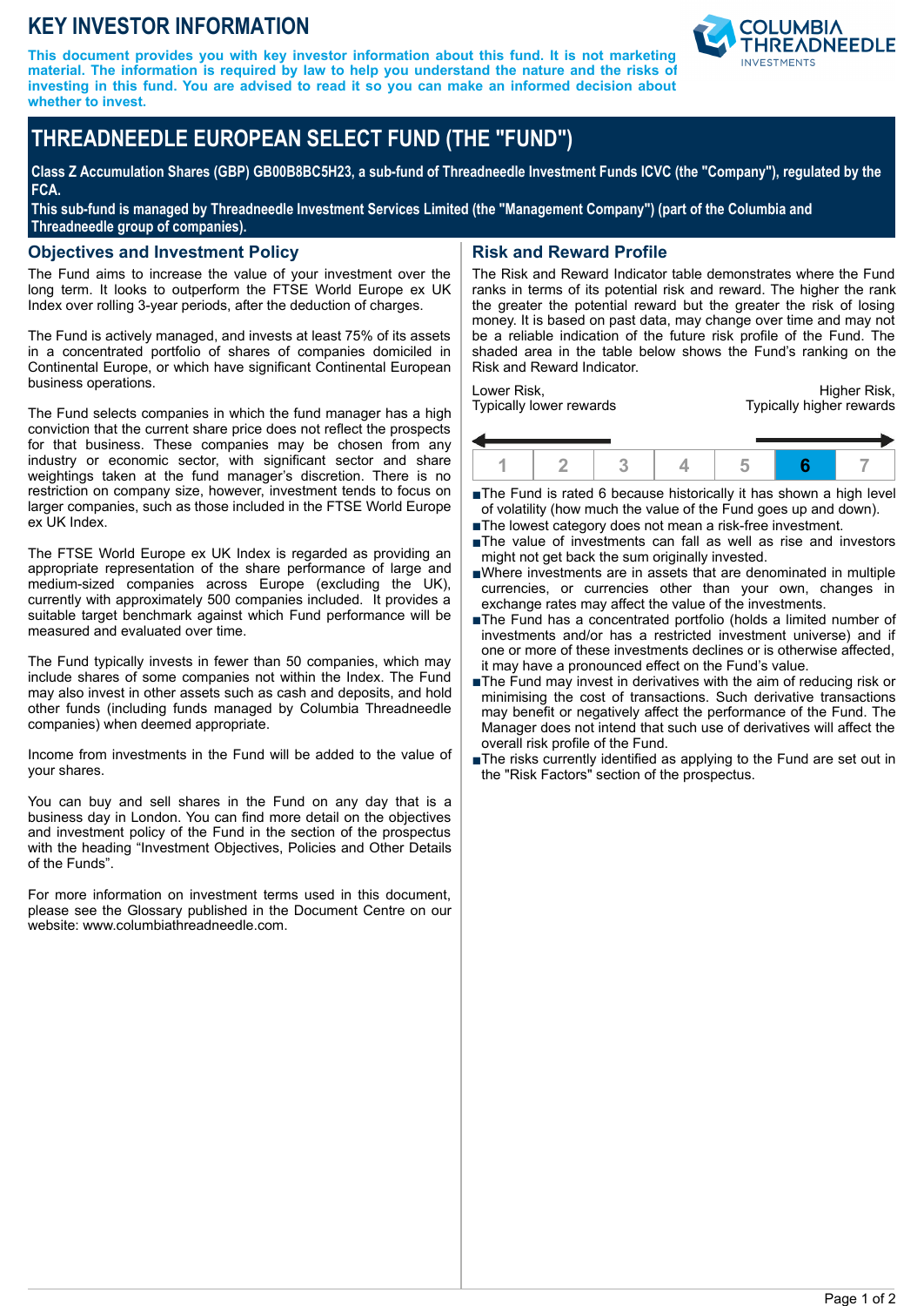# KEY INVESTOR INFORMATION

**This document provides you with key investor information about this fund. It is not marketing material. The information is required by law to help you understand the nature and the risks of investing in this fund. You are advised to read it so you can make an informed decision about whether to invest.**

COLUMBIA THREADNEEDLE INVESTMENTS

## THREADNEEDLE EUROPEAN SELECT FUND (THE "FUND")

**Class Z Accumulation Shares (GBP) GB00B8BC5H23, a sub-fund of Threadneedle Investment Funds ICVC (the "Company"), regulated by the FCA.**

**This sub-fund is managed by Threadneedle Investment Services Limited (the "Management Company") (part of the Columbia and Threadneedle group of companies).**

### Objectives and Investment Policy

The Fund aims to increase the value of your investment over the long term. It looks to outperform the FTSE World Europe ex UK Index over rolling 3-year periods, after the deduction of charges.

The Fund is actively managed, and invests at least 75% of its assets in a concentrated portfolio of shares of companies domiciled in Continental Europe, or which have significant Continental European business operations.

The Fund selects companies in which the fund manager has a high conviction that the current share price does not reflect the prospects for that business. These companies may be chosen from any industry or economic sector, with significant sector and share weightings taken at the fund manager's discretion. There is no restriction on company size, however, investment tends to focus on larger companies, such as those included in the FTSE World Europe ex UK Index.

The FTSE World Europe ex UK Index is regarded as providing an appropriate representation of the share performance of large and medium-sized companies across Europe (excluding the UK), currently with approximately 500 companies included. It provides a suitable target benchmark against which Fund performance will be measured and evaluated over time.

The Fund typically invests in fewer than 50 companies, which may include shares of some companies not within the Index. The Fund may also invest in other assets such as cash and deposits, and hold other funds (including funds managed by Columbia Threadneedle companies) when deemed appropriate.

Income from investments in the Fund will be added to the value of your shares.

You can buy and sell shares in the Fund on any day that is a business day in London. You can find more detail on the objectives and investment policy of the Fund in the section of the prospectus with the heading "Investment Objectives, Policies and Other Details of the Funds".

For more information on investment terms used in this document, please see the Glossary published in the Document Centre on our website: www.columbiathreadneedle.com.

### Risk and Reward Profile

The Risk and Reward Indicator table demonstrates where the Fund ranks in terms of its potential risk and reward. The higher the rank the greater the potential reward but the greater the risk of losing money. It is based on past data, may change over time and may not be a reliable indication of the future risk profile of the Fund. The shaded area in the table below shows the Fund's ranking on the Risk and Reward Indicator.

Lower Risk, Typically lower rewards — Higher Risk, Typically higher rewards

| 1 | 2 | 3 | 4 | 5 | **6** | 7 |
|---|---|---|---|---|---|---|

- The Fund is rated 6 because historically it has shown a high level of volatility (how much the value of the Fund goes up and down).
- The lowest category does not mean a risk-free investment.
- The value of investments can fall as well as rise and investors might not get back the sum originally invested.
- Where investments are in assets that are denominated in multiple currencies, or currencies other than your own, changes in exchange rates may affect the value of the investments.
- The Fund has a concentrated portfolio (holds a limited number of investments and/or has a restricted investment universe) and if one or more of these investments declines or is otherwise affected, it may have a pronounced effect on the Fund's value.
- The Fund may invest in derivatives with the aim of reducing risk or minimising the cost of transactions. Such derivative transactions may benefit or negatively affect the performance of the Fund. The Manager does not intend that such use of derivatives will affect the overall risk profile of the Fund.
- The risks currently identified as applying to the Fund are set out in the "Risk Factors" section of the prospectus.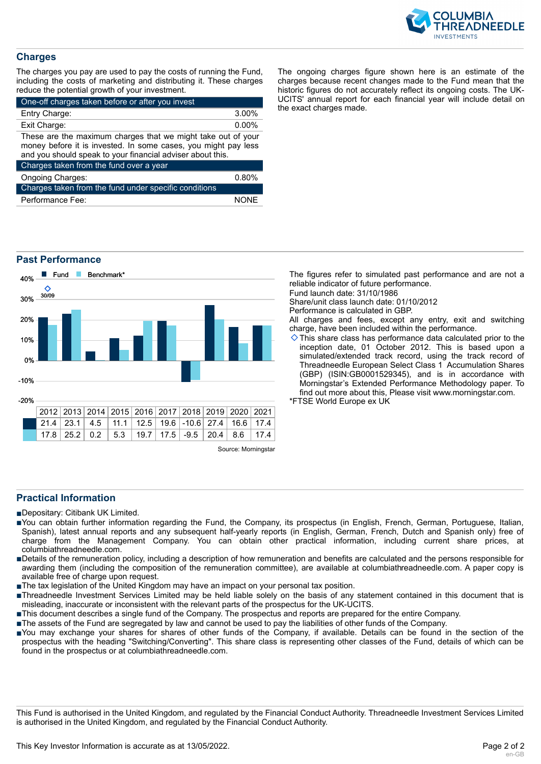## Charges

The charges you pay are used to pay the costs of running the Fund, including the costs of marketing and distributing it. These charges reduce the potential growth of your investment.

| One-off charges taken before or after you invest | |
|---|---|
| Entry Charge: | 3.00% |
| Exit Charge: | 0.00% |
| These are the maximum charges that we might take out of your money before it is invested. In some cases, you might pay less and you should speak to your financial adviser about this. | |
| **Charges taken from the fund over a year** | |
| Ongoing Charges: | 0.80% |
| **Charges taken from the fund under specific conditions** | |
| Performance Fee: | NONE |

The ongoing charges figure shown here is an estimate of the charges because recent changes made to the Fund mean that the historic figures do not accurately reflect its ongoing costs. The UK-UCITS' annual report for each financial year will include detail on the exact charges made.

## Past Performance

Fund
Benchmark*
40%
30%
20%
10%
0%
-10%
-20%
◇ 30/09

| | 2012 | 2013 | 2014 | 2015 | 2016 | 2017 | 2018 | 2019 | 2020 | 2021 |
|---|---|---|---|---|---|---|---|---|---|---|
| Fund | 21.4 | 23.1 | 4.5 | 11.1 | 12.5 | 19.6 | -10.6 | 27.4 | 16.6 | 17.4 |
| Benchmark* | 17.8 | 25.2 | 0.2 | 5.3 | 19.7 | 17.5 | -9.5 | 20.4 | 8.6 | 17.4 |

Source: Morningstar

The figures refer to simulated past performance and are not a reliable indicator of future performance.
Fund launch date: 31/10/1986
Share/unit class launch date: 01/10/2012
Performance is calculated in GBP.
All charges and fees, except any entry, exit and switching charge, have been included within the performance.
◇ This share class has performance data calculated prior to the inception date, 01 October 2012. This is based upon a simulated/extended track record, using the track record of Threadneedle European Select Class 1 Accumulation Shares (GBP) (ISIN:GB0001529345), and is in accordance with Morningstar's Extended Performance Methodology paper. To find out more about this, Please visit www.morningstar.com.
*FTSE World Europe ex UK

## Practical Information

- Depositary: Citibank UK Limited.
- You can obtain further information regarding the Fund, the Company, its prospectus (in English, French, German, Portuguese, Italian, Spanish), latest annual reports and any subsequent half-yearly reports (in English, German, French, Dutch and Spanish only) free of charge from the Management Company. You can obtain other practical information, including current share prices, at columbiathreadneedle.com.
- Details of the remuneration policy, including a description of how remuneration and benefits are calculated and the persons responsible for awarding them (including the composition of the remuneration committee), are available at columbiathreadneedle.com. A paper copy is available free of charge upon request.
- The tax legislation of the United Kingdom may have an impact on your personal tax position.
- Threadneedle Investment Services Limited may be held liable solely on the basis of any statement contained in this document that is misleading, inaccurate or inconsistent with the relevant parts of the prospectus for the UK-UCITS.
- This document describes a single fund of the Company. The prospectus and reports are prepared for the entire Company.
- The assets of the Fund are segregated by law and cannot be used to pay the liabilities of other funds of the Company.
- You may exchange your shares for shares of other funds of the Company, if available. Details can be found in the section of the prospectus with the heading "Switching/Converting". This share class is representing other classes of the Fund, details of which can be found in the prospectus or at columbiathreadneedle.com.

This Fund is authorised in the United Kingdom, and regulated by the Financial Conduct Authority. Threadneedle Investment Services Limited is authorised in the United Kingdom, and regulated by the Financial Conduct Authority.

This Key Investor Information is accurate as at 13/05/2022.